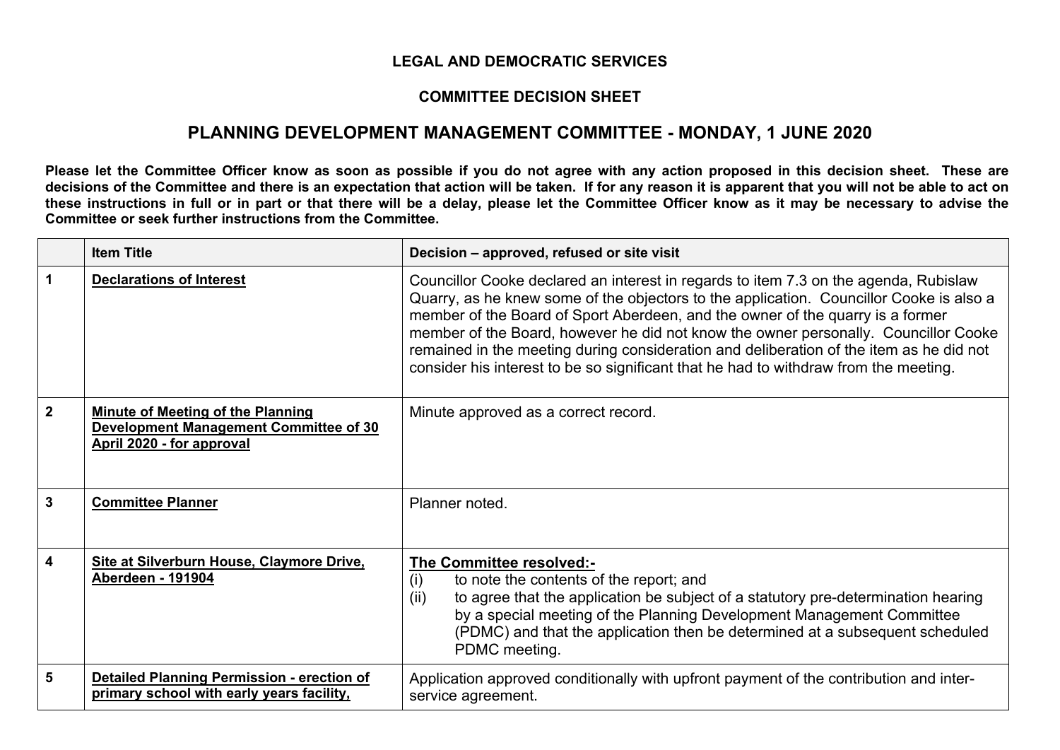**LEGAL AND DEMOCRATIC SERVICES**

**COMMITTEE DECISION SHEET**

## PLANNING DEVELOPMENT MANAGEMENT COMMITTEE - MONDAY, 1 JUNE 2020

**Please let the Committee Officer know as soon as possible if you do not agree with any action proposed in this decision sheet. These are decisions of the Committee and there is an expectation that action will be taken. If for any reason it is apparent that you will not be able to act on these instructions in full or in part or that there will be a delay, please let the Committee Officer know as it may be necessary to advise the Committee or seek further instructions from the Committee.**

| | Item Title | Decision – approved, refused or site visit |
|---|---|---|
| 1 | **Declarations of Interest** | Councillor Cooke declared an interest in regards to item 7.3 on the agenda, Rubislaw Quarry, as he knew some of the objectors to the application. Councillor Cooke is also a member of the Board of Sport Aberdeen, and the owner of the quarry is a former member of the Board, however he did not know the owner personally. Councillor Cooke remained in the meeting during consideration and deliberation of the item as he did not consider his interest to be so significant that he had to withdraw from the meeting. |
| 2 | **Minute of Meeting of the Planning Development Management Committee of 30 April 2020 - for approval** | Minute approved as a correct record. |
| 3 | **Committee Planner** | Planner noted. |
| 4 | **Site at Silverburn House, Claymore Drive, Aberdeen - 191904** | **The Committee resolved:-** (i) to note the contents of the report; and (ii) to agree that the application be subject of a statutory pre-determination hearing by a special meeting of the Planning Development Management Committee (PDMC) and that the application then be determined at a subsequent scheduled PDMC meeting. |
| 5 | **Detailed Planning Permission - erection of primary school with early years facility,** | Application approved conditionally with upfront payment of the contribution and inter-service agreement. |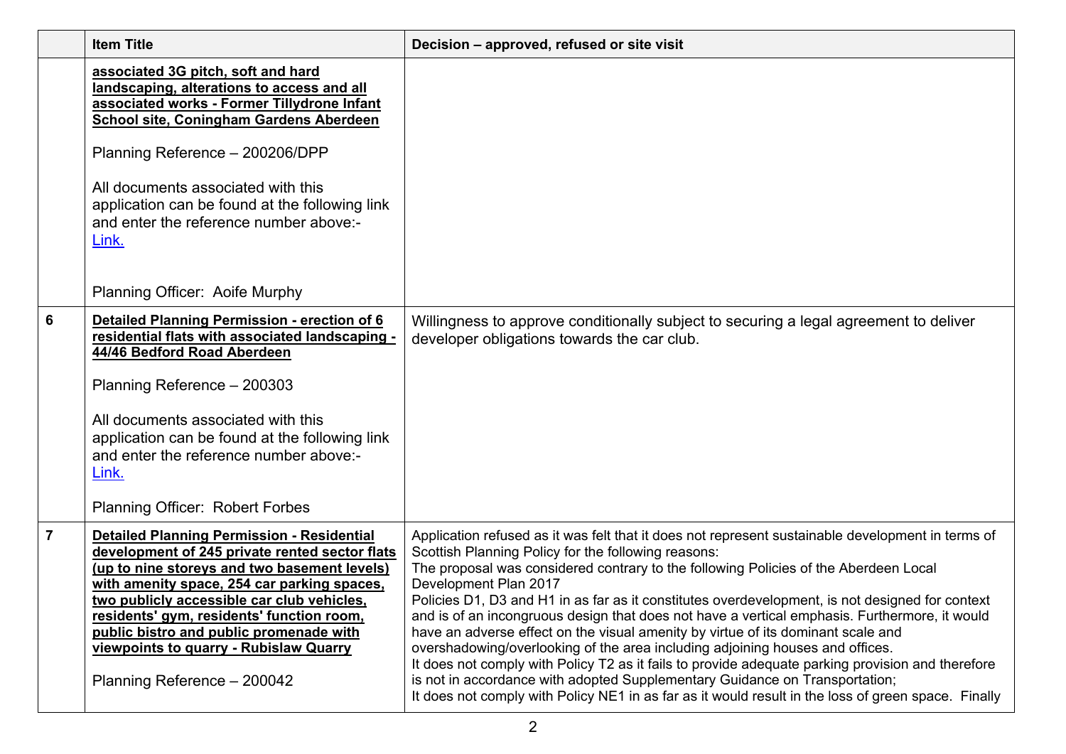| | Item Title | Decision – approved, refused or site visit |
|---|---|---|
| | **associated 3G pitch, soft and hard landscaping, alterations to access and all associated works - Former Tillydrone Infant School site, Coningham Gardens Aberdeen**<br><br>Planning Reference – 200206/DPP<br><br>All documents associated with this application can be found at the following link and enter the reference number above:- [Link.]()<br><br>Planning Officer: Aoife Murphy | |
| 6 | **Detailed Planning Permission - erection of 6 residential flats with associated landscaping - 44/46 Bedford Road Aberdeen**<br><br>Planning Reference – 200303<br><br>All documents associated with this application can be found at the following link and enter the reference number above:- [Link.]()<br><br>Planning Officer: Robert Forbes | Willingness to approve conditionally subject to securing a legal agreement to deliver developer obligations towards the car club. |
| 7 | **Detailed Planning Permission - Residential development of 245 private rented sector flats (up to nine storeys and two basement levels) with amenity space, 254 car parking spaces, two publicly accessible car club vehicles, residents' gym, residents' function room, public bistro and public promenade with viewpoints to quarry - Rubislaw Quarry**<br><br>Planning Reference – 200042 | Application refused as it was felt that it does not represent sustainable development in terms of Scottish Planning Policy for the following reasons:<br>The proposal was considered contrary to the following Policies of the Aberdeen Local Development Plan 2017<br>Policies D1, D3 and H1 in as far as it constitutes overdevelopment, is not designed for context and is of an incongruous design that does not have a vertical emphasis. Furthermore, it would have an adverse effect on the visual amenity by virtue of its dominant scale and overshadowing/overlooking of the area including adjoining houses and offices.<br>It does not comply with Policy T2 as it fails to provide adequate parking provision and therefore is not in accordance with adopted Supplementary Guidance on Transportation;<br>It does not comply with Policy NE1 in as far as it would result in the loss of green space. Finally |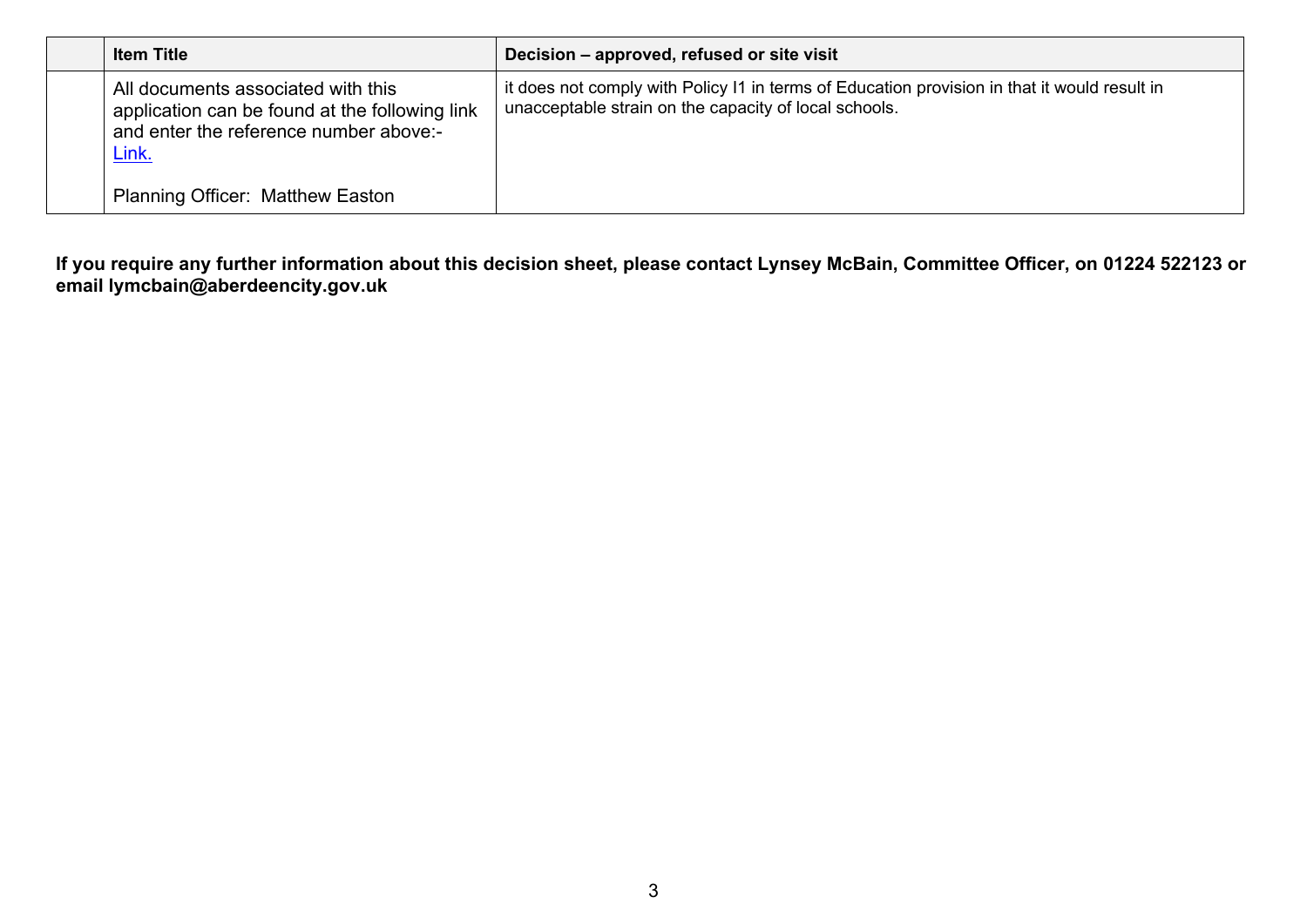| | Item Title | Decision – approved, refused or site visit |
|---|---|---|
| | All documents associated with this application can be found at the following link and enter the reference number above:- [Link.]()<br><br>Planning Officer: Matthew Easton | it does not comply with Policy I1 in terms of Education provision in that it would result in unacceptable strain on the capacity of local schools. |

**If you require any further information about this decision sheet, please contact Lynsey McBain, Committee Officer, on 01224 522123 or email lymcbain@aberdeencity.gov.uk**